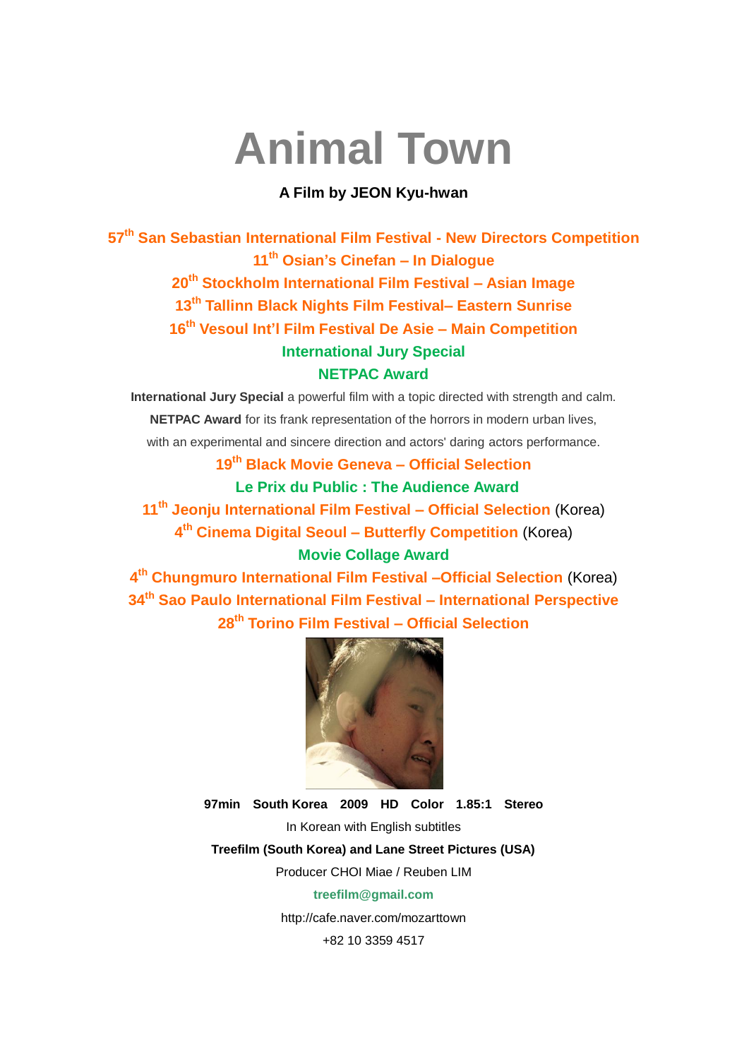# Animal Town

**A Film by JEON Kyu-hwan**

**57th San Sebastian International Film Festival - New Directors Competition**

**11th Osian's Cinefan – In Dialogue**

**20th Stockholm International Film Festival – Asian Image**

**13th Tallinn Black Nights Film Festival– Eastern Sunrise**

**16th Vesoul Int'l Film Festival De Asie – Main Competition**

**International Jury Special**

**NETPAC Award**

**International Jury Special** a powerful film with a topic directed with strength and calm.

**NETPAC Award** for its frank representation of the horrors in modern urban lives, with an experimental and sincere direction and actors' daring actors performance.

**19th Black Movie Geneva – Official Selection**

**Le Prix du Public : The Audience Award**

**11th Jeonju International Film Festival – Official Selection** (Korea)

**4th Cinema Digital Seoul – Butterfly Competition** (Korea)

**Movie Collage Award**

**4th Chungmuro International Film Festival –Official Selection** (Korea)

**34th Sao Paulo International Film Festival – International Perspective**

**28th Torino Film Festival – Official Selection**

**97min South Korea 2009 HD Color 1.85:1 Stereo**

In Korean with English subtitles

**Treefilm (South Korea) and Lane Street Pictures (USA)**

Producer CHOI Miae / Reuben LIM

**treefilm@gmail.com**

http://cafe.naver.com/mozarttown

+82 10 3359 4517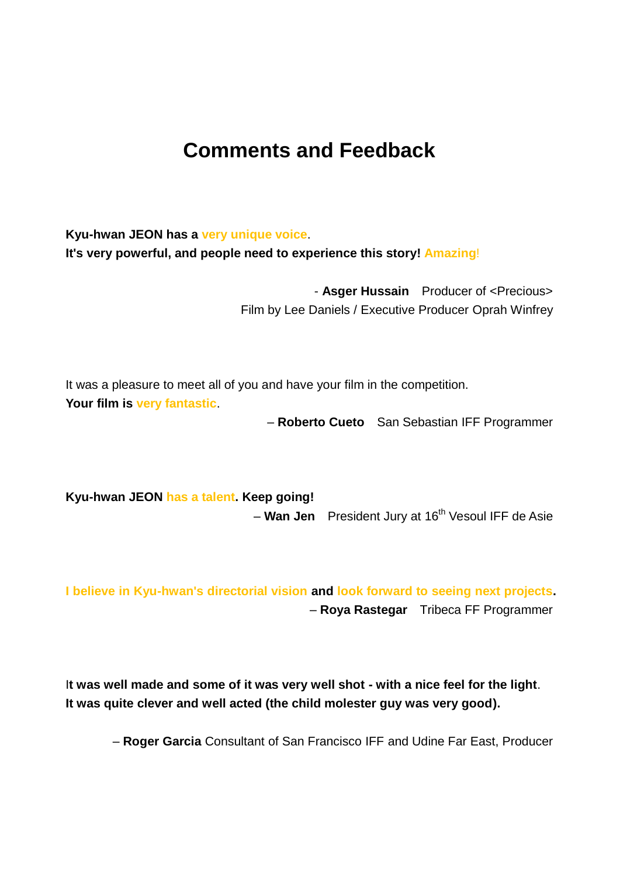# Comments and Feedback

**Kyu-hwan JEON has a very unique voice.**
**It's very powerful, and people need to experience this story! Amazing!**

- **Asger Hussain** Producer of <Precious>
Film by Lee Daniels / Executive Producer Oprah Winfrey

It was a pleasure to meet all of you and have your film in the competition.
**Your film is very fantastic.**

– **Roberto Cueto** San Sebastian IFF Programmer

**Kyu-hwan JEON has a talent. Keep going!**

– **Wan Jen** President Jury at 16th Vesoul IFF de Asie

**I believe in Kyu-hwan's directorial vision and look forward to seeing next projects.**

– **Roya Rastegar** Tribeca FF Programmer

I**t was well made and some of it was very well shot - with a nice feel for the light.**
**It was quite clever and well acted (the child molester guy was very good).**

– **Roger Garcia** Consultant of San Francisco IFF and Udine Far East, Producer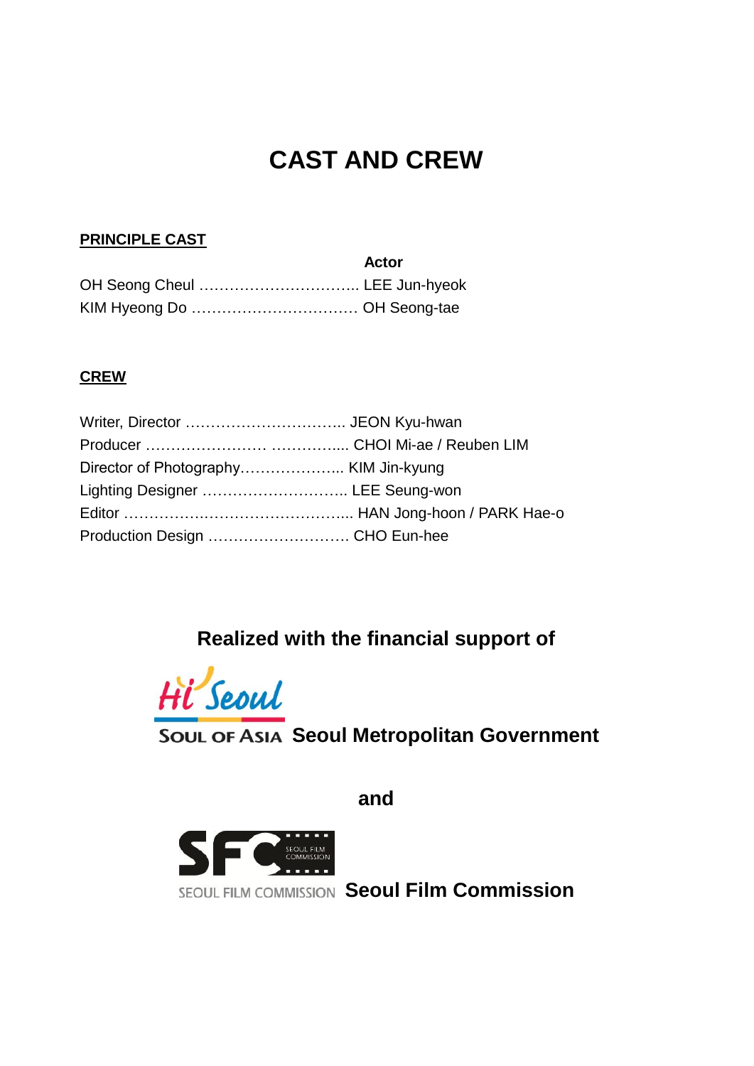# CAST AND CREW

**PRINCIPLE CAST**

**Actor**

OH Seong Cheul ………………………….. LEE Jun-hyeok
KIM Hyeong Do …………………………… OH Seong-tae

**CREW**

Writer, Director ………………………….. JEON Kyu-hwan
Producer …………………… …………... CHOI Mi-ae / Reuben LIM
Director of Photography……………….. KIM Jin-kyung
Lighting Designer ……………………….. LEE Seung-won
Editor ……………………………………... HAN Jong-hoon / PARK Hae-o
Production Design ………………………. CHO Eun-hee

**Realized with the financial support of**

Hi Seoul
SOUL OF ASIA **Seoul Metropolitan Government**

**and**

SFC SEOUL FILM COMMISSION
SEOUL FILM COMMISSION **Seoul Film Commission**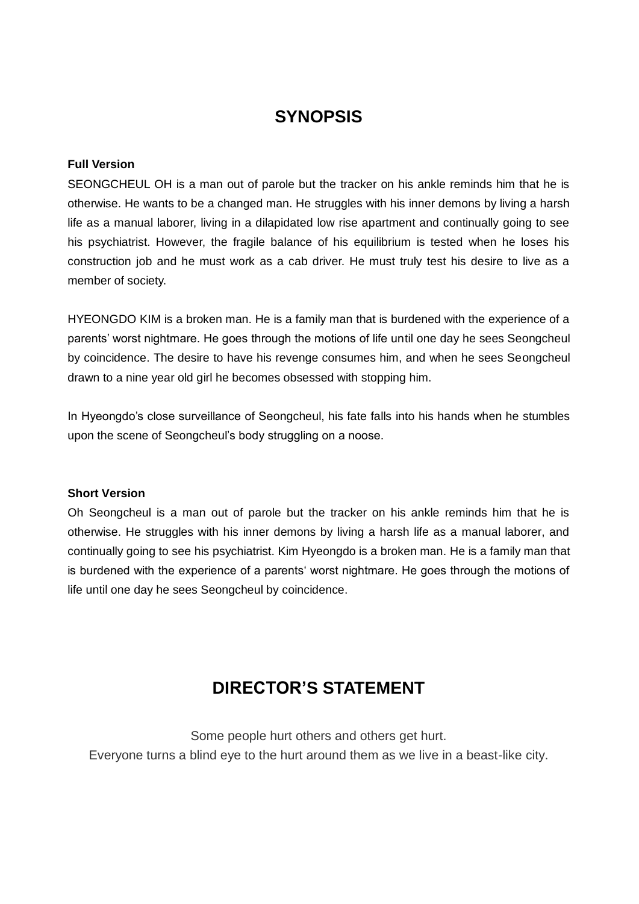# SYNOPSIS

**Full Version**

SEONGCHEUL OH is a man out of parole but the tracker on his ankle reminds him that he is otherwise. He wants to be a changed man. He struggles with his inner demons by living a harsh life as a manual laborer, living in a dilapidated low rise apartment and continually going to see his psychiatrist. However, the fragile balance of his equilibrium is tested when he loses his construction job and he must work as a cab driver. He must truly test his desire to live as a member of society.

HYEONGDO KIM is a broken man. He is a family man that is burdened with the experience of a parents' worst nightmare. He goes through the motions of life until one day he sees Seongcheul by coincidence. The desire to have his revenge consumes him, and when he sees Seongcheul drawn to a nine year old girl he becomes obsessed with stopping him.

In Hyeongdo's close surveillance of Seongcheul, his fate falls into his hands when he stumbles upon the scene of Seongcheul's body struggling on a noose.

**Short Version**

Oh Seongcheul is a man out of parole but the tracker on his ankle reminds him that he is otherwise. He struggles with his inner demons by living a harsh life as a manual laborer, and continually going to see his psychiatrist. Kim Hyeongdo is a broken man. He is a family man that is burdened with the experience of a parents' worst nightmare. He goes through the motions of life until one day he sees Seongcheul by coincidence.

# DIRECTOR'S STATEMENT

Some people hurt others and others get hurt.
Everyone turns a blind eye to the hurt around them as we live in a beast-like city.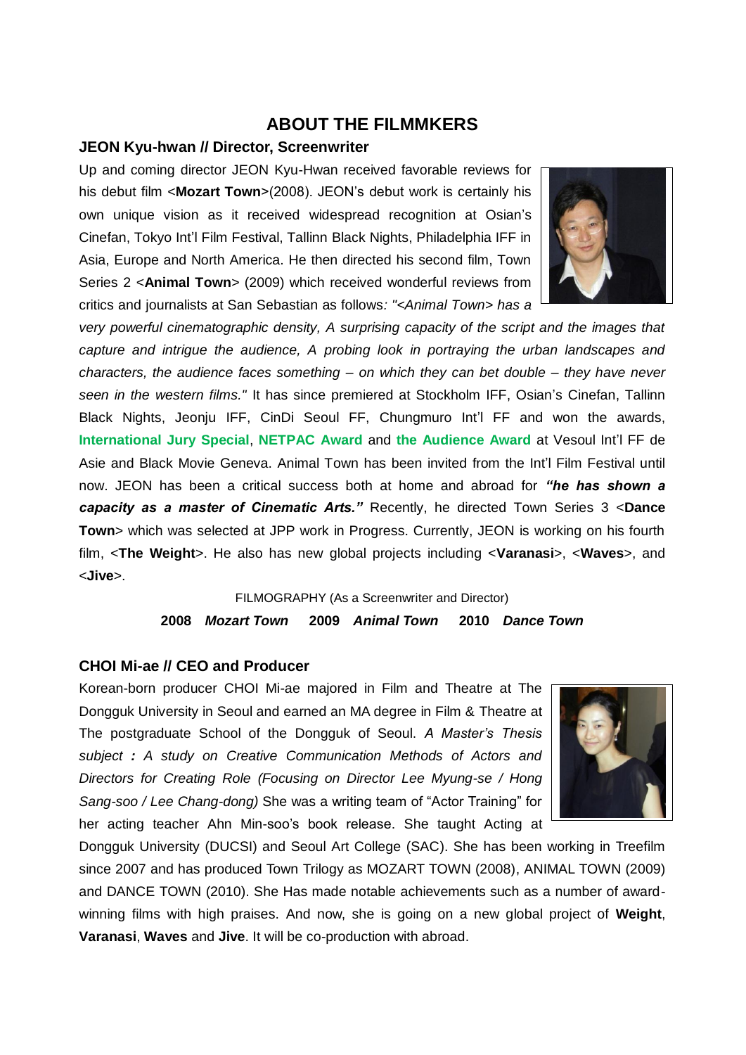## ABOUT THE FILMMKERS

### JEON Kyu-hwan // Director, Screenwriter

Up and coming director JEON Kyu-Hwan received favorable reviews for his debut film <**Mozart Town**>(2008). JEON's debut work is certainly his own unique vision as it received widespread recognition at Osian's Cinefan, Tokyo Int'l Film Festival, Tallinn Black Nights, Philadelphia IFF in Asia, Europe and North America. He then directed his second film, Town Series 2 <**Animal Town**> (2009) which received wonderful reviews from critics and journalists at San Sebastian as follows*: "<Animal Town> has a very powerful cinematographic density, A surprising capacity of the script and the images that capture and intrigue the audience, A probing look in portraying the urban landscapes and characters, the audience faces something – on which they can bet double – they have never seen in the western films."* It has since premiered at Stockholm IFF, Osian's Cinefan, Tallinn Black Nights, Jeonju IFF, CinDi Seoul FF, Chungmuro Int'l FF and won the awards, **International Jury Special**, **NETPAC Award** and **the Audience Award** at Vesoul Int'l FF de Asie and Black Movie Geneva. Animal Town has been invited from the Int'l Film Festival until now. JEON has been a critical success both at home and abroad for ***"he has shown a capacity as a master of Cinematic Arts."*** Recently, he directed Town Series 3 <**Dance Town**> which was selected at JPP work in Progress. Currently, JEON is working on his fourth film, <**The Weight**>. He also has new global projects including <**Varanasi**>, <**Waves**>, and <**Jive**>.

FILMOGRAPHY (As a Screenwriter and Director)

**2008** ***Mozart Town*** **2009** ***Animal Town*** **2010** ***Dance Town***

### CHOI Mi-ae // CEO and Producer

Korean-born producer CHOI Mi-ae majored in Film and Theatre at The Dongguk University in Seoul and earned an MA degree in Film & Theatre at The postgraduate School of the Dongguk of Seoul. *A Master's Thesis subject : A study on Creative Communication Methods of Actors and Directors for Creating Role (Focusing on Director Lee Myung-se / Hong Sang-soo / Lee Chang-dong)* She was a writing team of "Actor Training" for her acting teacher Ahn Min-soo's book release. She taught Acting at Dongguk University (DUCSI) and Seoul Art College (SAC). She has been working in Treefilm since 2007 and has produced Town Trilogy as MOZART TOWN (2008), ANIMAL TOWN (2009) and DANCE TOWN (2010). She Has made notable achievements such as a number of award-winning films with high praises. And now, she is going on a new global project of **Weight**, **Varanasi**, **Waves** and **Jive**. It will be co-production with abroad.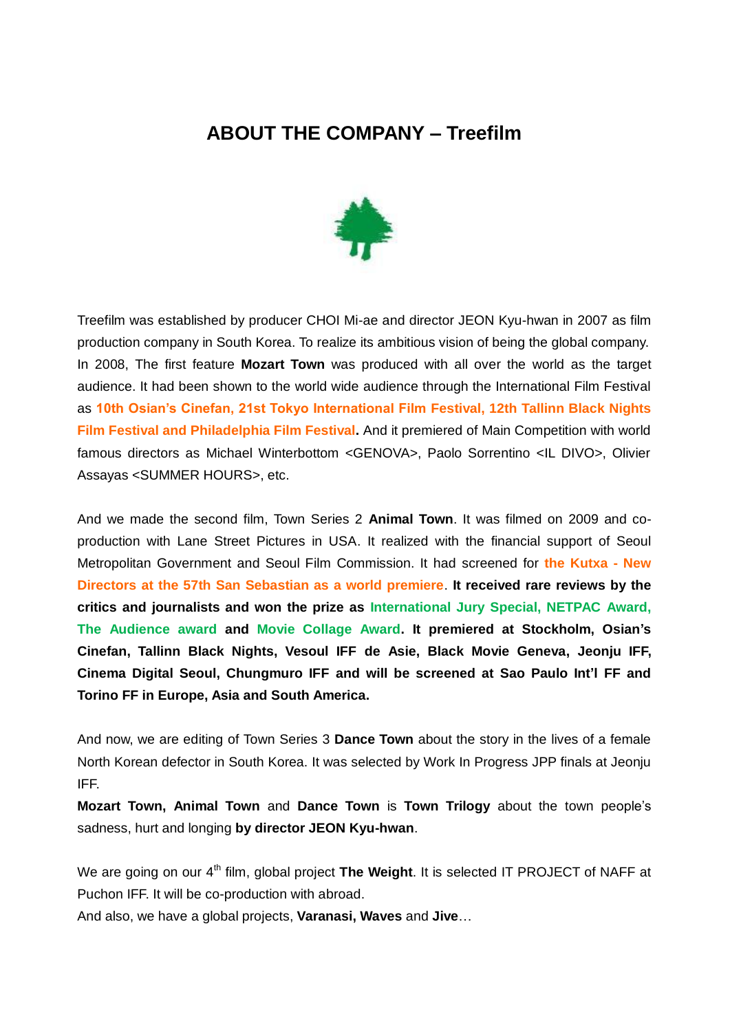# ABOUT THE COMPANY – Treefilm

Treefilm was established by producer CHOI Mi-ae and director JEON Kyu-hwan in 2007 as film production company in South Korea. To realize its ambitious vision of being the global company. In 2008, The first feature **Mozart Town** was produced with all over the world as the target audience. It had been shown to the world wide audience through the International Film Festival as **10th Osian's Cinefan, 21st Tokyo International Film Festival, 12th Tallinn Black Nights Film Festival and Philadelphia Film Festival.** And it premiered of Main Competition with world famous directors as Michael Winterbottom <GENOVA>, Paolo Sorrentino <IL DIVO>, Olivier Assayas <SUMMER HOURS>, etc.

And we made the second film, Town Series 2 **Animal Town**. It was filmed on 2009 and co-production with Lane Street Pictures in USA. It realized with the financial support of Seoul Metropolitan Government and Seoul Film Commission. It had screened for **the Kutxa - New Directors at the 57th San Sebastian as a world premiere**. **It received rare reviews by the critics and journalists and won the prize as International Jury Special, NETPAC Award, The Audience award and Movie Collage Award. It premiered at Stockholm, Osian's Cinefan, Tallinn Black Nights, Vesoul IFF de Asie, Black Movie Geneva, Jeonju IFF, Cinema Digital Seoul, Chungmuro IFF and will be screened at Sao Paulo Int'l FF and Torino FF in Europe, Asia and South America.**

And now, we are editing of Town Series 3 **Dance Town** about the story in the lives of a female North Korean defector in South Korea. It was selected by Work In Progress JPP finals at Jeonju IFF.

**Mozart Town, Animal Town** and **Dance Town** is **Town Trilogy** about the town people's sadness, hurt and longing **by director JEON Kyu-hwan**.

We are going on our 4th film, global project **The Weight**. It is selected IT PROJECT of NAFF at Puchon IFF. It will be co-production with abroad.

And also, we have a global projects, **Varanasi, Waves** and **Jive**…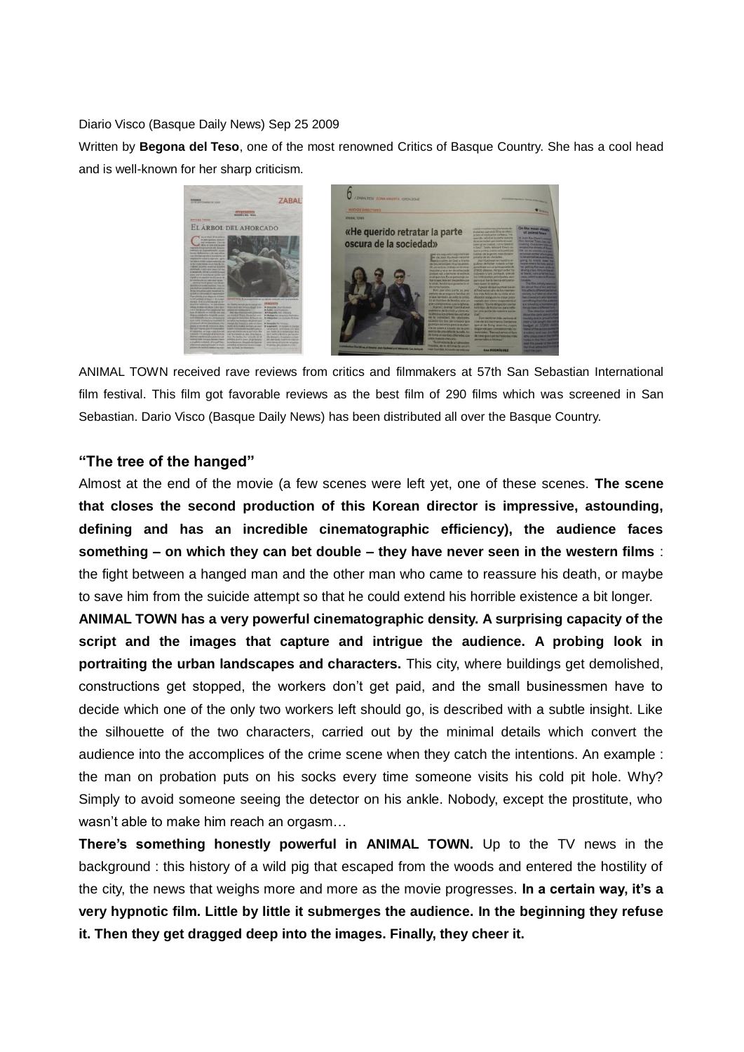Diario Visco (Basque Daily News) Sep 25 2009

Written by **Begona del Teso**, one of the most renowned Critics of Basque Country. She has a cool head and is well-known for her sharp criticism.

ANIMAL TOWN received rave reviews from critics and filmmakers at 57th San Sebastian International film festival. This film got favorable reviews as the best film of 290 films which was screened in San Sebastian. Dario Visco (Basque Daily News) has been distributed all over the Basque Country.

### "The tree of the hanged"

Almost at the end of the movie (a few scenes were left yet, one of these scenes. **The scene that closes the second production of this Korean director is impressive, astounding, defining and has an incredible cinematographic efficiency), the audience faces something – on which they can bet double – they have never seen in the western films** : the fight between a hanged man and the other man who came to reassure his death, or maybe to save him from the suicide attempt so that he could extend his horrible existence a bit longer.

**ANIMAL TOWN has a very powerful cinematographic density. A surprising capacity of the script and the images that capture and intrigue the audience. A probing look in portraiting the urban landscapes and characters.** This city, where buildings get demolished, constructions get stopped, the workers don't get paid, and the small businessmen have to decide which one of the only two workers left should go, is described with a subtle insight. Like the silhouette of the two characters, carried out by the minimal details which convert the audience into the accomplices of the crime scene when they catch the intentions. An example : the man on probation puts on his socks every time someone visits his cold pit hole. Why? Simply to avoid someone seeing the detector on his ankle. Nobody, except the prostitute, who wasn't able to make him reach an orgasm…

**There's something honestly powerful in ANIMAL TOWN.** Up to the TV news in the background : this history of a wild pig that escaped from the woods and entered the hostility of the city, the news that weighs more and more as the movie progresses. **In a certain way, it's a very hypnotic film. Little by little it submerges the audience. In the beginning they refuse it. Then they get dragged deep into the images. Finally, they cheer it.**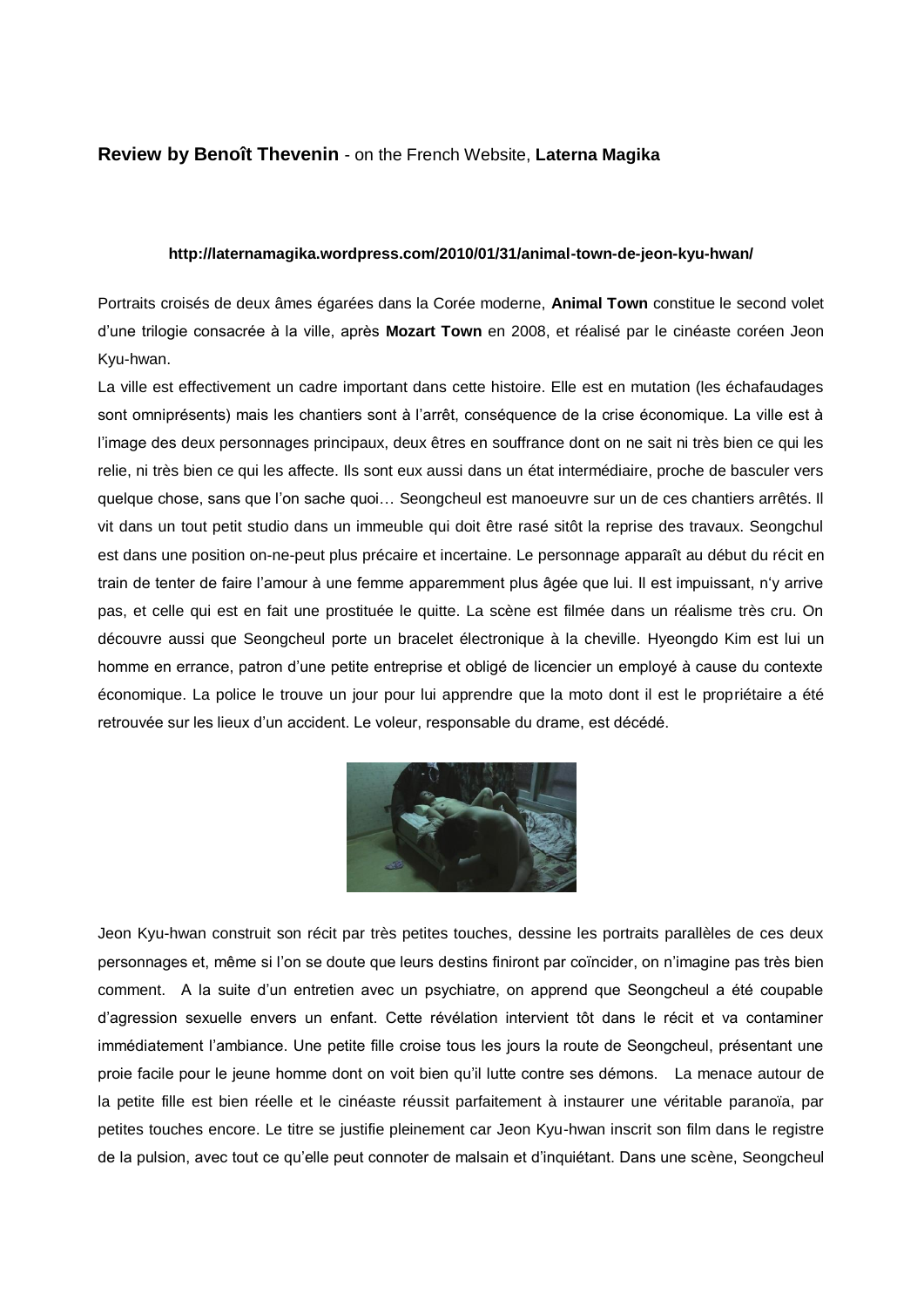**Review by Benoît Thevenin** - on the French Website, **Laterna Magika**

**http://laternamagika.wordpress.com/2010/01/31/animal-town-de-jeon-kyu-hwan/**

Portraits croisés de deux âmes égarées dans la Corée moderne, **Animal Town** constitue le second volet d'une trilogie consacrée à la ville, après **Mozart Town** en 2008, et réalisé par le cinéaste coréen Jeon Kyu-hwan.

La ville est effectivement un cadre important dans cette histoire. Elle est en mutation (les échafaudages sont omniprésents) mais les chantiers sont à l'arrêt, conséquence de la crise économique. La ville est à l'image des deux personnages principaux, deux êtres en souffrance dont on ne sait ni très bien ce qui les relie, ni très bien ce qui les affecte. Ils sont eux aussi dans un état intermédiaire, proche de basculer vers quelque chose, sans que l'on sache quoi… Seongcheul est manoeuvre sur un de ces chantiers arrêtés. Il vit dans un tout petit studio dans un immeuble qui doit être rasé sitôt la reprise des travaux. Seongchul est dans une position on-ne-peut plus précaire et incertaine. Le personnage apparaît au début du récit en train de tenter de faire l'amour à une femme apparemment plus âgée que lui. Il est impuissant, n'y arrive pas, et celle qui est en fait une prostituée le quitte. La scène est filmée dans un réalisme très cru. On découvre aussi que Seongcheul porte un bracelet électronique à la cheville. Hyeongdo Kim est lui un homme en errance, patron d'une petite entreprise et obligé de licencier un employé à cause du contexte économique. La police le trouve un jour pour lui apprendre que la moto dont il est le propriétaire a été retrouvée sur les lieux d'un accident. Le voleur, responsable du drame, est décédé.

Jeon Kyu-hwan construit son récit par très petites touches, dessine les portraits parallèles de ces deux personnages et, même si l'on se doute que leurs destins finiront par coïncider, on n'imagine pas très bien comment. A la suite d'un entretien avec un psychiatre, on apprend que Seongcheul a été coupable d'agression sexuelle envers un enfant. Cette révélation intervient tôt dans le récit et va contaminer immédiatement l'ambiance. Une petite fille croise tous les jours la route de Seongcheul, présentant une proie facile pour le jeune homme dont on voit bien qu'il lutte contre ses démons. La menace autour de la petite fille est bien réelle et le cinéaste réussit parfaitement à instaurer une véritable paranoïa, par petites touches encore. Le titre se justifie pleinement car Jeon Kyu-hwan inscrit son film dans le registre de la pulsion, avec tout ce qu'elle peut connoter de malsain et d'inquiétant. Dans une scène, Seongcheul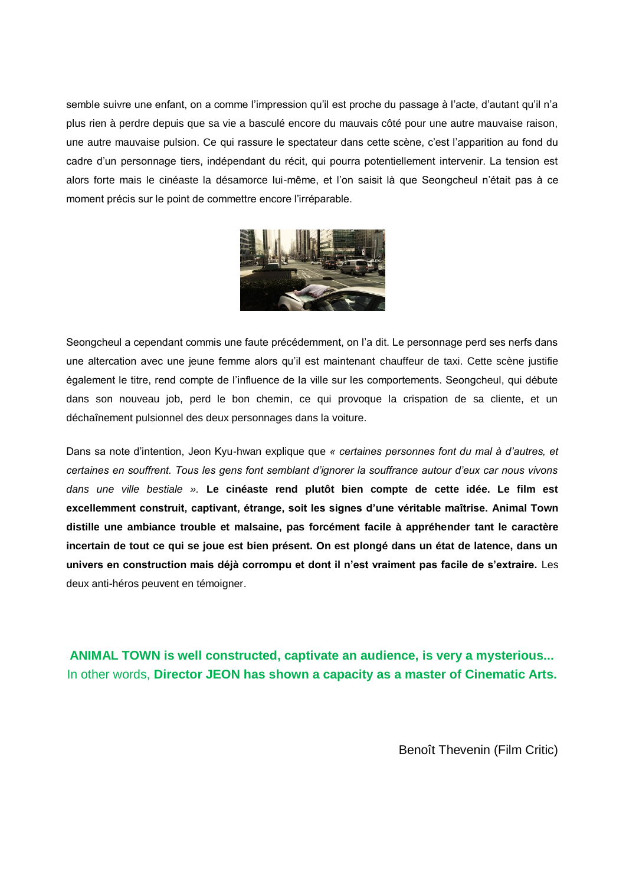semble suivre une enfant, on a comme l'impression qu'il est proche du passage à l'acte, d'autant qu'il n'a plus rien à perdre depuis que sa vie a basculé encore du mauvais côté pour une autre mauvaise raison, une autre mauvaise pulsion. Ce qui rassure le spectateur dans cette scène, c'est l'apparition au fond du cadre d'un personnage tiers, indépendant du récit, qui pourra potentiellement intervenir. La tension est alors forte mais le cinéaste la désamorce lui-même, et l'on saisit là que Seongcheul n'était pas à ce moment précis sur le point de commettre encore l'irréparable.

Seongcheul a cependant commis une faute précédemment, on l'a dit. Le personnage perd ses nerfs dans une altercation avec une jeune femme alors qu'il est maintenant chauffeur de taxi. Cette scène justifie également le titre, rend compte de l'influence de la ville sur les comportements. Seongcheul, qui débute dans son nouveau job, perd le bon chemin, ce qui provoque la crispation de sa cliente, et un déchaînement pulsionnel des deux personnages dans la voiture.

Dans sa note d'intention, Jeon Kyu-hwan explique que *« certaines personnes font du mal à d'autres, et certaines en souffrent. Tous les gens font semblant d'ignorer la souffrance autour d'eux car nous vivons dans une ville bestiale ».* **Le cinéaste rend plutôt bien compte de cette idée. Le film est excellemment construit, captivant, étrange, soit les signes d'une véritable maîtrise. Animal Town distille une ambiance trouble et malsaine, pas forcément facile à appréhender tant le caractère incertain de tout ce qui se joue est bien présent. On est plongé dans un état de latence, dans un univers en construction mais déjà corrompu et dont il n'est vraiment pas facile de s'extraire.** Les deux anti-héros peuvent en témoigner.

**ANIMAL TOWN is well constructed, captivate an audience, is very a mysterious...**
In other words, **Director JEON has shown a capacity as a master of Cinematic Arts.**

Benoît Thevenin (Film Critic)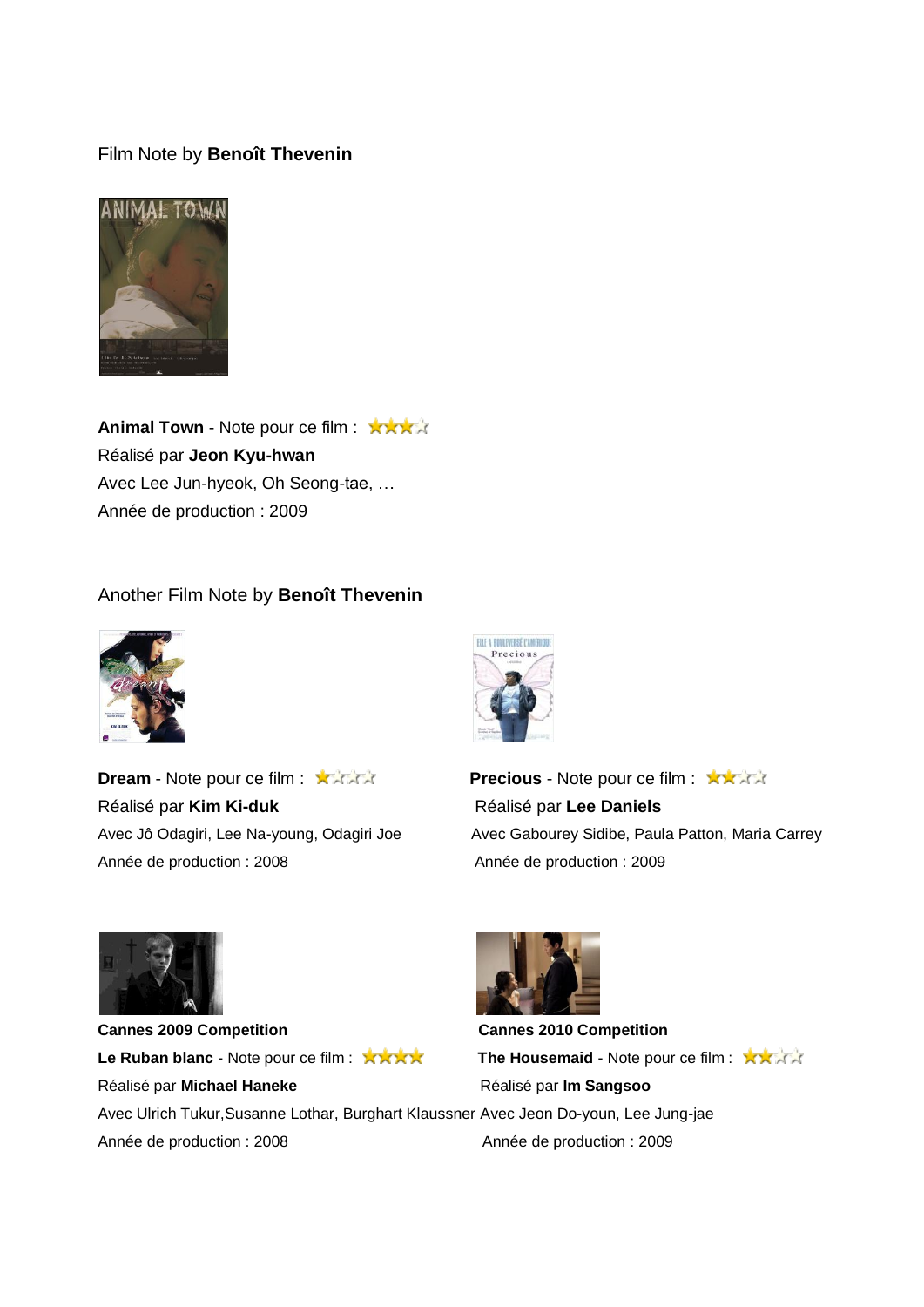Film Note by **Benoît Thevenin**

**Animal Town** - Note pour ce film : ★★★☆
Réalisé par **Jeon Kyu-hwan**
Avec Lee Jun-hyeok, Oh Seong-tae, …
Année de production : 2009

Another Film Note by **Benoît Thevenin**

**Dream** - Note pour ce film : ★☆☆☆
Réalisé par **Kim Ki-duk**
Avec Jô Odagiri, Lee Na-young, Odagiri Joe
Année de production : 2008

**Precious** - Note pour ce film : ★★☆☆
Réalisé par **Lee Daniels**
Avec Gabourey Sidibe, Paula Patton, Maria Carrey
Année de production : 2009

**Cannes 2009 Competition**
**Le Ruban blanc** - Note pour ce film : ★★★★
Réalisé par **Michael Haneke**
Avec Ulrich Tukur,Susanne Lothar, Burghart Klaussner
Année de production : 2008

**Cannes 2010 Competition**
**The Housemaid** - Note pour ce film : ★★☆☆
Réalisé par **Im Sangsoo**
Avec Jeon Do-youn, Lee Jung-jae
Année de production : 2009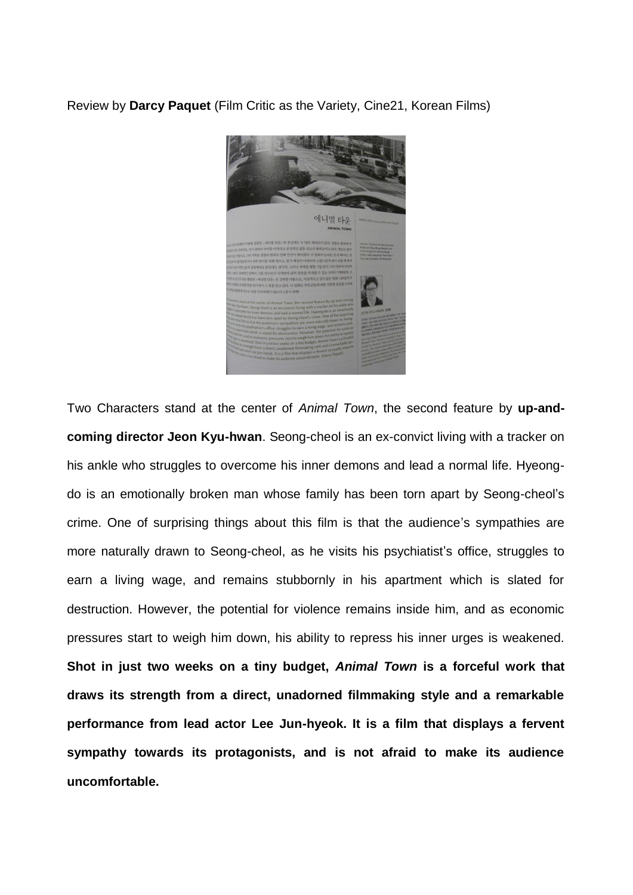Review by **Darcy Paquet** (Film Critic as the Variety, Cine21, Korean Films)

Two Characters stand at the center of *Animal Town*, the second feature by **up-and-coming director Jeon Kyu-hwan**. Seong-cheol is an ex-convict living with a tracker on his ankle who struggles to overcome his inner demons and lead a normal life. Hyeong-do is an emotionally broken man whose family has been torn apart by Seong-cheol's crime. One of surprising things about this film is that the audience's sympathies are more naturally drawn to Seong-cheol, as he visits his psychiatist's office, struggles to earn a living wage, and remains stubbornly in his apartment which is slated for destruction. However, the potential for violence remains inside him, and as economic pressures start to weigh him down, his ability to repress his inner urges is weakened. **Shot in just two weeks on a tiny budget, *Animal Town* is a forceful work that draws its strength from a direct, unadorned filmmaking style and a remarkable performance from lead actor Lee Jun-hyeok. It is a film that displays a fervent sympathy towards its protagonists, and is not afraid to make its audience uncomfortable.**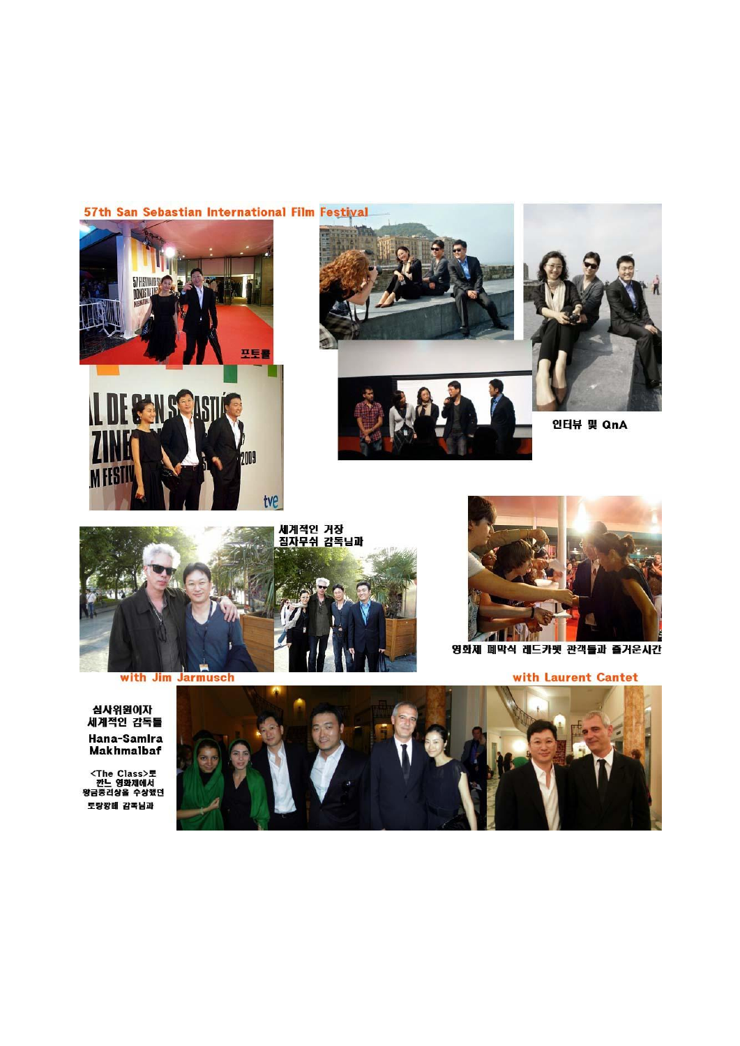## 57th San Sebastian International Film Festival

포토콜

인터뷰 및 QnA

세계적인 거장
짐자무쉬 감독님과

with Jim Jarmusch

영화제 폐막식 레드카펫 관객들과 즐거운시간

with Laurent Cantet

심사위원이자
세계적인 감독들
Hana-Samira
Makhmalbaf

<The Class>로
칸느 영화제에서
황금종려상을 수상했던
로랑캉떼 감독님과